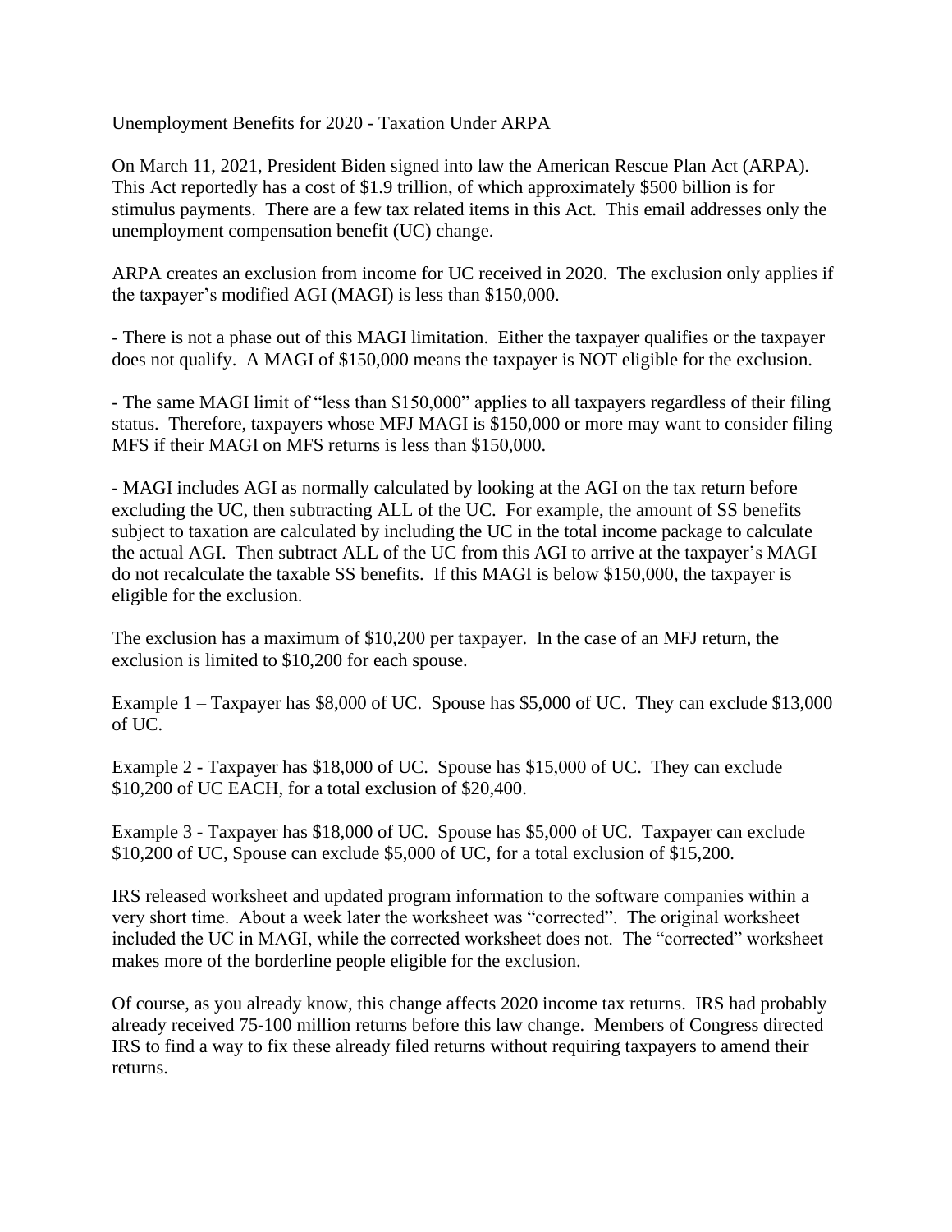# Unemployment Benefits for 2020 - Taxation Under ARPA

On March 11, 2021, President Biden signed into law the American Rescue Plan Act (ARPA). This Act reportedly has a cost of $1.9 trillion, of which approximately $500 billion is for stimulus payments. There are a few tax related items in this Act. This email addresses only the unemployment compensation benefit (UC) change.

ARPA creates an exclusion from income for UC received in 2020. The exclusion only applies if the taxpayer's modified AGI (MAGI) is less than $150,000.

- There is not a phase out of this MAGI limitation. Either the taxpayer qualifies or the taxpayer does not qualify. A MAGI of $150,000 means the taxpayer is NOT eligible for the exclusion.

- The same MAGI limit of "less than $150,000" applies to all taxpayers regardless of their filing status. Therefore, taxpayers whose MFJ MAGI is $150,000 or more may want to consider filing MFS if their MAGI on MFS returns is less than $150,000.

- MAGI includes AGI as normally calculated by looking at the AGI on the tax return before excluding the UC, then subtracting ALL of the UC. For example, the amount of SS benefits subject to taxation are calculated by including the UC in the total income package to calculate the actual AGI. Then subtract ALL of the UC from this AGI to arrive at the taxpayer's MAGI – do not recalculate the taxable SS benefits. If this MAGI is below $150,000, the taxpayer is eligible for the exclusion.

The exclusion has a maximum of $10,200 per taxpayer. In the case of an MFJ return, the exclusion is limited to $10,200 for each spouse.

Example 1 – Taxpayer has $8,000 of UC. Spouse has $5,000 of UC. They can exclude $13,000 of UC.

Example 2 - Taxpayer has $18,000 of UC. Spouse has $15,000 of UC. They can exclude $10,200 of UC EACH, for a total exclusion of $20,400.

Example 3 - Taxpayer has $18,000 of UC. Spouse has $5,000 of UC. Taxpayer can exclude $10,200 of UC, Spouse can exclude $5,000 of UC, for a total exclusion of $15,200.

IRS released worksheet and updated program information to the software companies within a very short time. About a week later the worksheet was "corrected". The original worksheet included the UC in MAGI, while the corrected worksheet does not. The "corrected" worksheet makes more of the borderline people eligible for the exclusion.

Of course, as you already know, this change affects 2020 income tax returns. IRS had probably already received 75-100 million returns before this law change. Members of Congress directed IRS to find a way to fix these already filed returns without requiring taxpayers to amend their returns.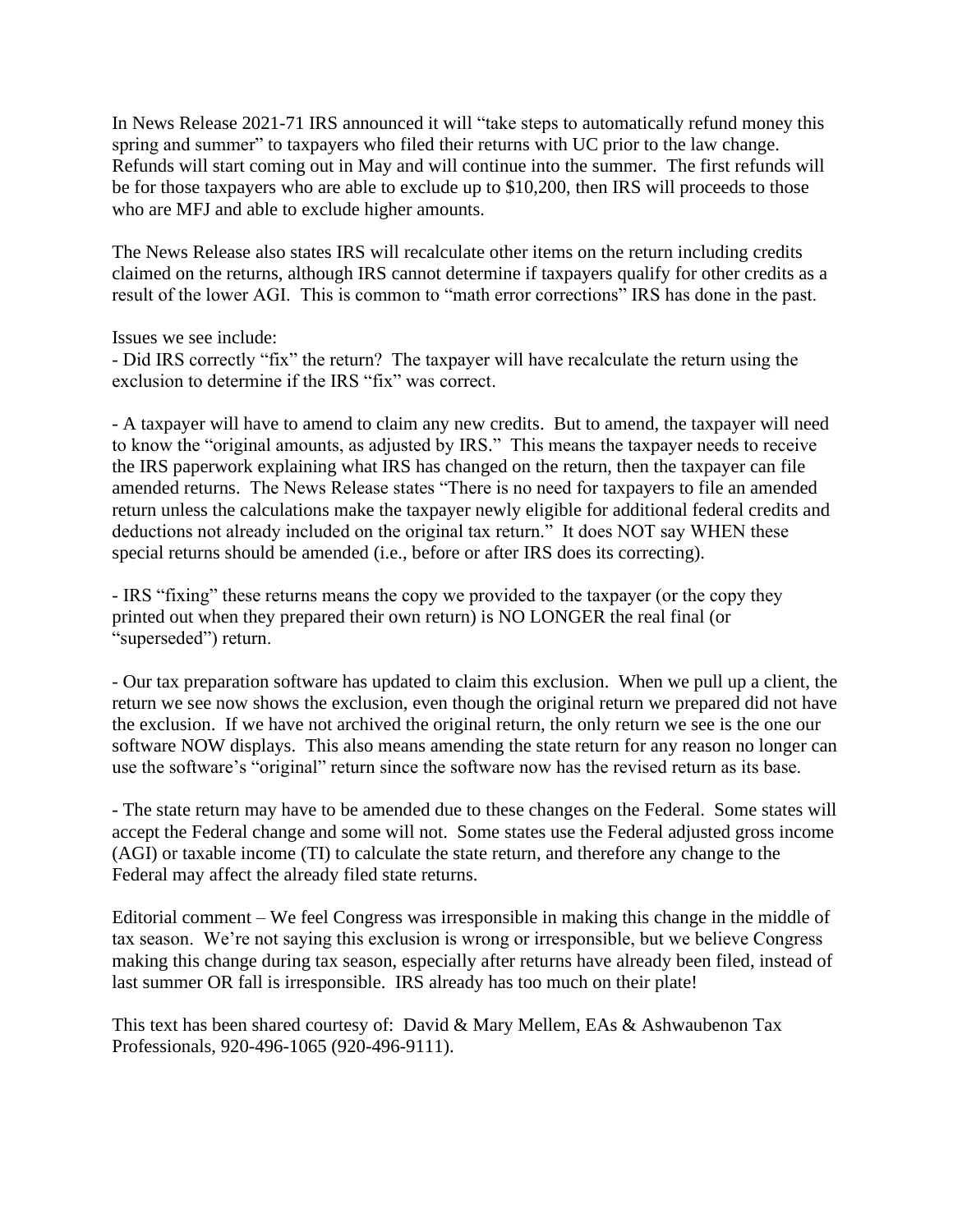In News Release 2021-71 IRS announced it will "take steps to automatically refund money this spring and summer" to taxpayers who filed their returns with UC prior to the law change. Refunds will start coming out in May and will continue into the summer. The first refunds will be for those taxpayers who are able to exclude up to $10,200, then IRS will proceeds to those who are MFJ and able to exclude higher amounts.

The News Release also states IRS will recalculate other items on the return including credits claimed on the returns, although IRS cannot determine if taxpayers qualify for other credits as a result of the lower AGI. This is common to "math error corrections" IRS has done in the past.

Issues we see include:

- Did IRS correctly "fix" the return? The taxpayer will have recalculate the return using the exclusion to determine if the IRS "fix" was correct.

- A taxpayer will have to amend to claim any new credits. But to amend, the taxpayer will need to know the "original amounts, as adjusted by IRS." This means the taxpayer needs to receive the IRS paperwork explaining what IRS has changed on the return, then the taxpayer can file amended returns. The News Release states "There is no need for taxpayers to file an amended return unless the calculations make the taxpayer newly eligible for additional federal credits and deductions not already included on the original tax return." It does NOT say WHEN these special returns should be amended (i.e., before or after IRS does its correcting).

- IRS "fixing" these returns means the copy we provided to the taxpayer (or the copy they printed out when they prepared their own return) is NO LONGER the real final (or "superseded") return.

- Our tax preparation software has updated to claim this exclusion. When we pull up a client, the return we see now shows the exclusion, even though the original return we prepared did not have the exclusion. If we have not archived the original return, the only return we see is the one our software NOW displays. This also means amending the state return for any reason no longer can use the software's "original" return since the software now has the revised return as its base.

- The state return may have to be amended due to these changes on the Federal. Some states will accept the Federal change and some will not. Some states use the Federal adjusted gross income (AGI) or taxable income (TI) to calculate the state return, and therefore any change to the Federal may affect the already filed state returns.

Editorial comment – We feel Congress was irresponsible in making this change in the middle of tax season. We're not saying this exclusion is wrong or irresponsible, but we believe Congress making this change during tax season, especially after returns have already been filed, instead of last summer OR fall is irresponsible. IRS already has too much on their plate!

This text has been shared courtesy of: David & Mary Mellem, EAs & Ashwaubenon Tax Professionals, 920-496-1065 (920-496-9111).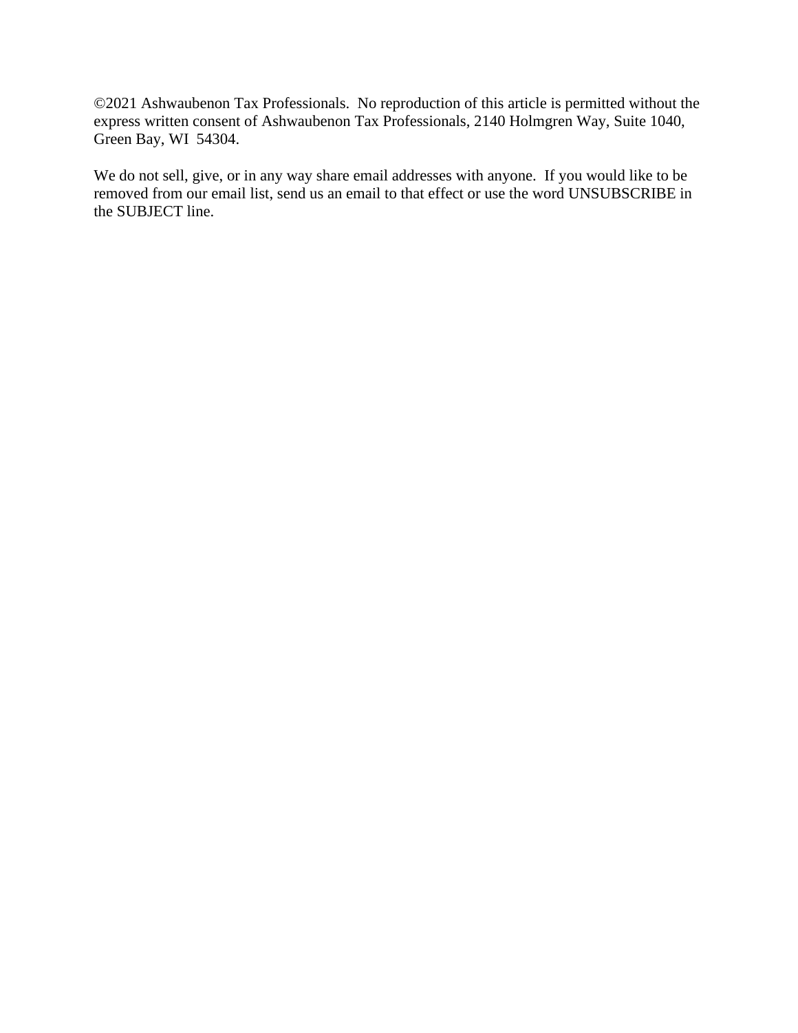©2021 Ashwaubenon Tax Professionals. No reproduction of this article is permitted without the express written consent of Ashwaubenon Tax Professionals, 2140 Holmgren Way, Suite 1040, Green Bay, WI 54304.

We do not sell, give, or in any way share email addresses with anyone. If you would like to be removed from our email list, send us an email to that effect or use the word UNSUBSCRIBE in the SUBJECT line.